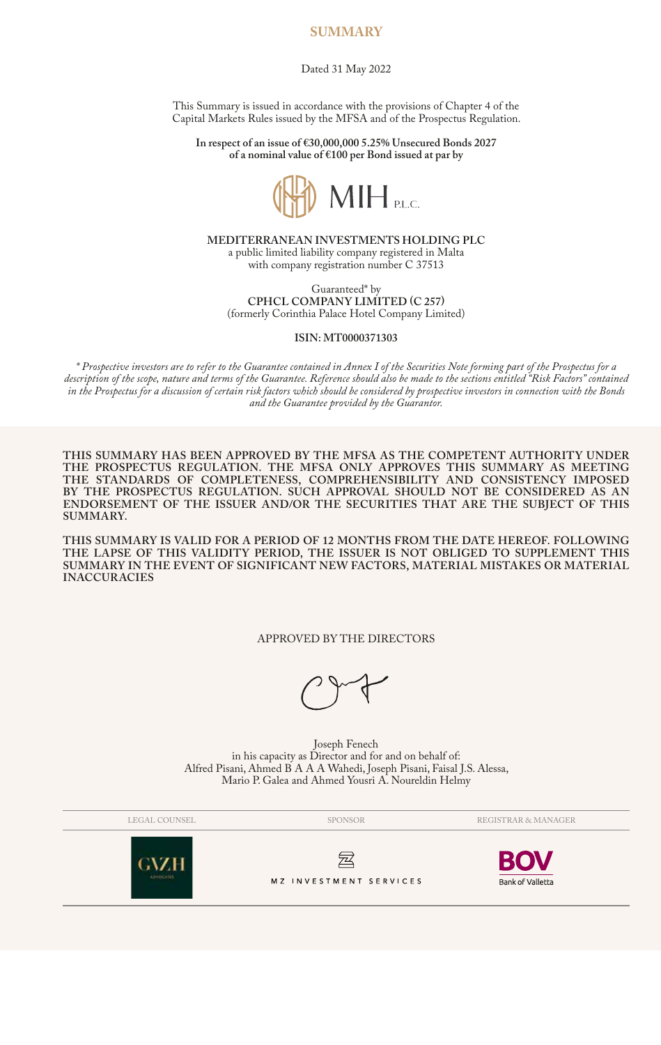# SUMMARY

Dated 31 May 2022

This Summary is issued in accordance with the provisions of Chapter 4 of the Capital Markets Rules issued by the MFSA and of the Prospectus Regulation.

**In respect of an issue of €30,000,000 5.25% Unsecured Bonds 2027 of a nominal value of €100 per Bond issued at par by**

MIH P.L.C.

**MEDITERRANEAN INVESTMENTS HOLDING PLC**
a public limited liability company registered in Malta
with company registration number C 37513

Guaranteed* by
**CPHCL COMPANY LIMITED (C 257)**
(formerly Corinthia Palace Hotel Company Limited)

**ISIN: MT0000371303**

*\* Prospective investors are to refer to the Guarantee contained in Annex I of the Securities Note forming part of the Prospectus for a description of the scope, nature and terms of the Guarantee. Reference should also be made to the sections entitled "Risk Factors" contained in the Prospectus for a discussion of certain risk factors which should be considered by prospective investors in connection with the Bonds and the Guarantee provided by the Guarantor.*

**THIS SUMMARY HAS BEEN APPROVED BY THE MFSA AS THE COMPETENT AUTHORITY UNDER THE PROSPECTUS REGULATION. THE MFSA ONLY APPROVES THIS SUMMARY AS MEETING THE STANDARDS OF COMPLETENESS, COMPREHENSIBILITY AND CONSISTENCY IMPOSED BY THE PROSPECTUS REGULATION. SUCH APPROVAL SHOULD NOT BE CONSIDERED AS AN ENDORSEMENT OF THE ISSUER AND/OR THE SECURITIES THAT ARE THE SUBJECT OF THIS SUMMARY.**

**THIS SUMMARY IS VALID FOR A PERIOD OF 12 MONTHS FROM THE DATE HEREOF. FOLLOWING THE LAPSE OF THIS VALIDITY PERIOD, THE ISSUER IS NOT OBLIGED TO SUPPLEMENT THIS SUMMARY IN THE EVENT OF SIGNIFICANT NEW FACTORS, MATERIAL MISTAKES OR MATERIAL INACCURACIES**

APPROVED BY THE DIRECTORS

Joseph Fenech
in his capacity as Director and for and on behalf of:
Alfred Pisani, Ahmed B A A A Wahedi, Joseph Pisani, Faisal J.S. Alessa, Mario P. Galea and Ahmed Yousri A. Noureldin Helmy

| LEGAL COUNSEL | SPONSOR | REGISTRAR & MANAGER |
| --- | --- | --- |
| GVZH ADVOCATES | MZ INVESTMENT SERVICES | BOV Bank of Valletta |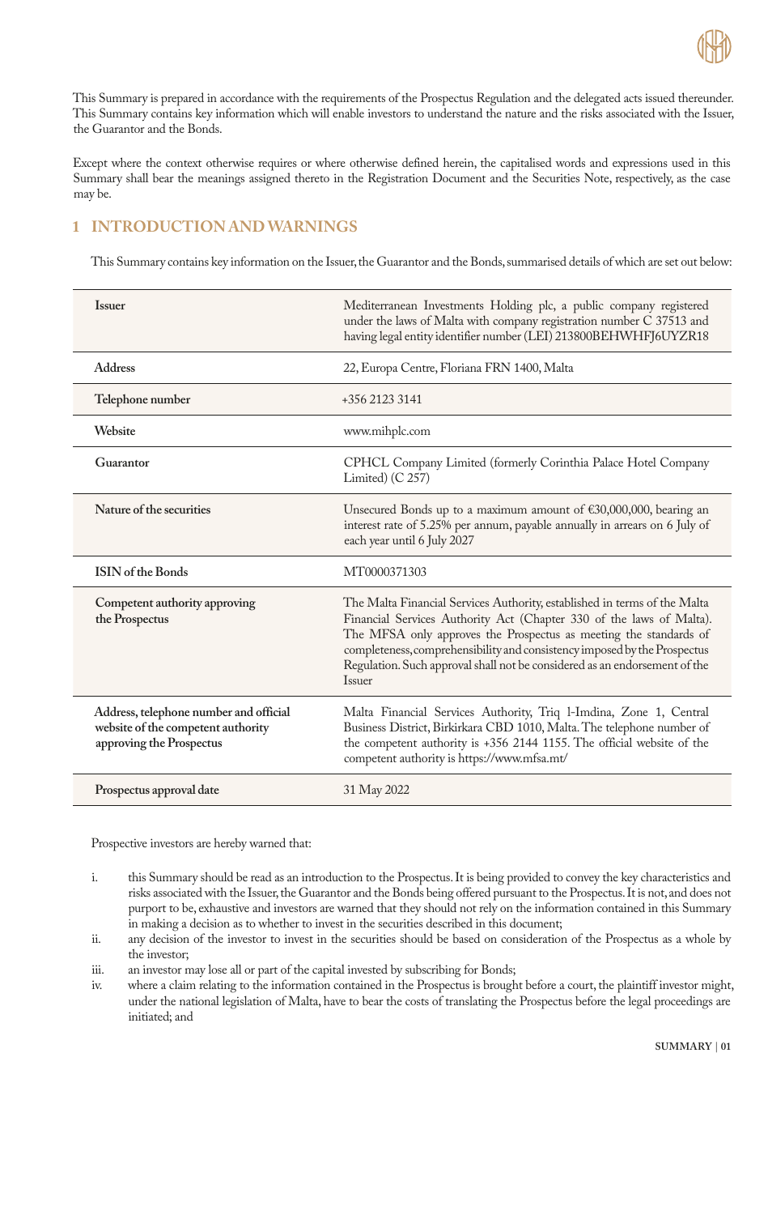This Summary is prepared in accordance with the requirements of the Prospectus Regulation and the delegated acts issued thereunder. This Summary contains key information which will enable investors to understand the nature and the risks associated with the Issuer, the Guarantor and the Bonds.

Except where the context otherwise requires or where otherwise defined herein, the capitalised words and expressions used in this Summary shall bear the meanings assigned thereto in the Registration Document and the Securities Note, respectively, as the case may be.

## 1 INTRODUCTION AND WARNINGS

This Summary contains key information on the Issuer, the Guarantor and the Bonds, summarised details of which are set out below:

| | |
|---|---|
| **Issuer** | Mediterranean Investments Holding plc, a public company registered under the laws of Malta with company registration number C 37513 and having legal entity identifier number (LEI) 213800BEHWHFJ6UYZR18 |
| **Address** | 22, Europa Centre, Floriana FRN 1400, Malta |
| **Telephone number** | +356 2123 3141 |
| **Website** | www.mihplc.com |
| **Guarantor** | CPHCL Company Limited (formerly Corinthia Palace Hotel Company Limited) (C 257) |
| **Nature of the securities** | Unsecured Bonds up to a maximum amount of €30,000,000, bearing an interest rate of 5.25% per annum, payable annually in arrears on 6 July of each year until 6 July 2027 |
| **ISIN of the Bonds** | MT0000371303 |
| **Competent authority approving the Prospectus** | The Malta Financial Services Authority, established in terms of the Malta Financial Services Authority Act (Chapter 330 of the laws of Malta). The MFSA only approves the Prospectus as meeting the standards of completeness, comprehensibility and consistency imposed by the Prospectus Regulation. Such approval shall not be considered as an endorsement of the Issuer |
| **Address, telephone number and official website of the competent authority approving the Prospectus** | Malta Financial Services Authority, Triq l-Imdina, Zone 1, Central Business District, Birkirkara CBD 1010, Malta. The telephone number of the competent authority is +356 2144 1155. The official website of the competent authority is https://www.mfsa.mt/ |
| **Prospectus approval date** | 31 May 2022 |

Prospective investors are hereby warned that:

i. this Summary should be read as an introduction to the Prospectus. It is being provided to convey the key characteristics and risks associated with the Issuer, the Guarantor and the Bonds being offered pursuant to the Prospectus. It is not, and does not purport to be, exhaustive and investors are warned that they should not rely on the information contained in this Summary in making a decision as to whether to invest in the securities described in this document;

ii. any decision of the investor to invest in the securities should be based on consideration of the Prospectus as a whole by the investor;

iii. an investor may lose all or part of the capital invested by subscribing for Bonds;

iv. where a claim relating to the information contained in the Prospectus is brought before a court, the plaintiff investor might, under the national legislation of Malta, have to bear the costs of translating the Prospectus before the legal proceedings are initiated; and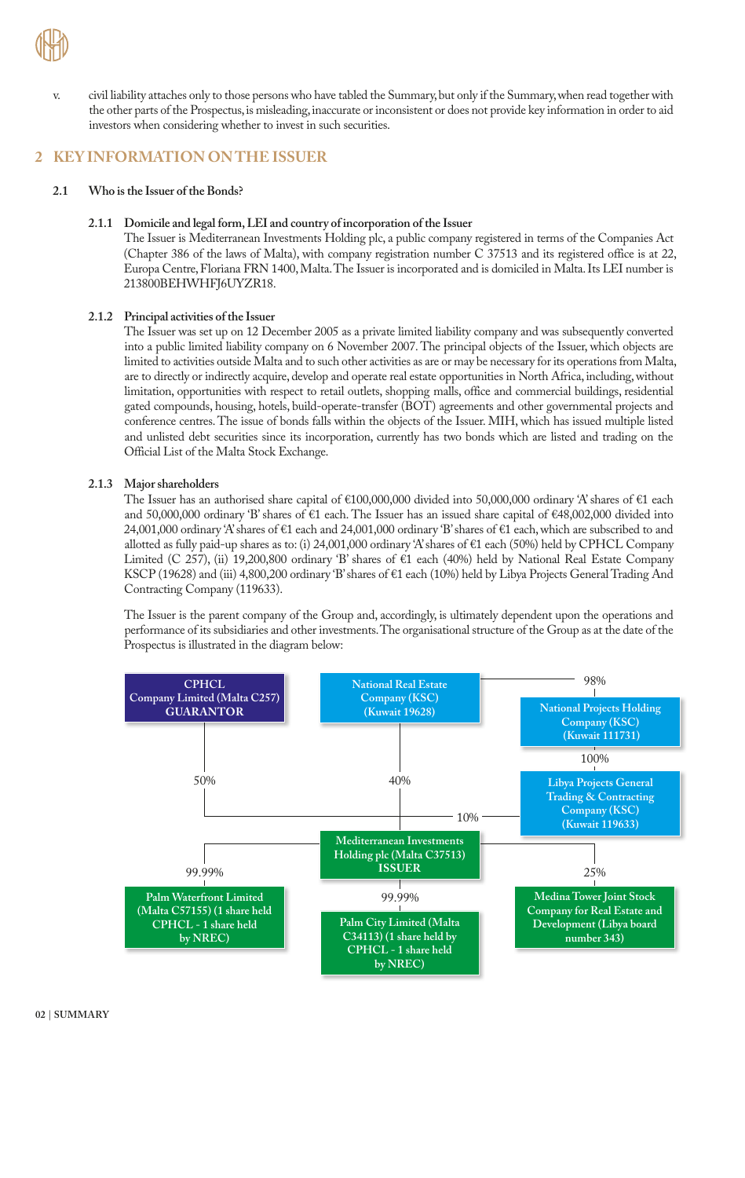v. civil liability attaches only to those persons who have tabled the Summary, but only if the Summary, when read together with the other parts of the Prospectus, is misleading, inaccurate or inconsistent or does not provide key information in order to aid investors when considering whether to invest in such securities.

## 2 KEY INFORMATION ON THE ISSUER

### 2.1 Who is the Issuer of the Bonds?

#### 2.1.1 Domicile and legal form, LEI and country of incorporation of the Issuer

The Issuer is Mediterranean Investments Holding plc, a public company registered in terms of the Companies Act (Chapter 386 of the laws of Malta), with company registration number C 37513 and its registered office is at 22, Europa Centre, Floriana FRN 1400, Malta. The Issuer is incorporated and is domiciled in Malta. Its LEI number is 213800BEHWHFJ6UYZR18.

#### 2.1.2 Principal activities of the Issuer

The Issuer was set up on 12 December 2005 as a private limited liability company and was subsequently converted into a public limited liability company on 6 November 2007. The principal objects of the Issuer, which objects are limited to activities outside Malta and to such other activities as are or may be necessary for its operations from Malta, are to directly or indirectly acquire, develop and operate real estate opportunities in North Africa, including, without limitation, opportunities with respect to retail outlets, shopping malls, office and commercial buildings, residential gated compounds, housing, hotels, build-operate-transfer (BOT) agreements and other governmental projects and conference centres. The issue of bonds falls within the objects of the Issuer. MIH, which has issued multiple listed and unlisted debt securities since its incorporation, currently has two bonds which are listed and trading on the Official List of the Malta Stock Exchange.

#### 2.1.3 Major shareholders

The Issuer has an authorised share capital of €100,000,000 divided into 50,000,000 ordinary 'A' shares of €1 each and 50,000,000 ordinary 'B' shares of €1 each. The Issuer has an issued share capital of €48,002,000 divided into 24,001,000 ordinary 'A' shares of €1 each and 24,001,000 ordinary 'B' shares of €1 each, which are subscribed to and allotted as fully paid-up shares as to: (i) 24,001,000 ordinary 'A' shares of €1 each (50%) held by CPHCL Company Limited (C 257), (ii) 19,200,800 ordinary 'B' shares of €1 each (40%) held by National Real Estate Company KSCP (19628) and (iii) 4,800,200 ordinary 'B' shares of €1 each (10%) held by Libya Projects General Trading And Contracting Company (119633).

The Issuer is the parent company of the Group and, accordingly, is ultimately dependent upon the operations and performance of its subsidiaries and other investments. The organisational structure of the Group as at the date of the Prospectus is illustrated in the diagram below:

- CPHCL Company Limited (Malta C257) **GUARANTOR** — 50% → Mediterranean Investments Holding plc (Malta C37513) **ISSUER**
- National Real Estate Company (KSC) (Kuwait 19628) — 40% → Mediterranean Investments Holding plc (Malta C37513) **ISSUER**
- National Real Estate Company (KSC) (Kuwait 19628) — 98% → National Projects Holding Company (KSC) (Kuwait 111731)
- National Projects Holding Company (KSC) (Kuwait 111731) — 100% → Libya Projects General Trading & Contracting Company (KSC) (Kuwait 119633)
- Libya Projects General Trading & Contracting Company (KSC) (Kuwait 119633) — 10% → Mediterranean Investments Holding plc (Malta C37513) **ISSUER**
- Mediterranean Investments Holding plc (Malta C37513) **ISSUER** — 99.99% → Palm Waterfront Limited (Malta C57155) (1 share held CPHCL - 1 share held by NREC)
- Mediterranean Investments Holding plc (Malta C37513) **ISSUER** — 99.99% → Palm City Limited (Malta C34113) (1 share held by CPHCL - 1 share held by NREC)
- Mediterranean Investments Holding plc (Malta C37513) **ISSUER** — 25% → Medina Tower Joint Stock Company for Real Estate and Development (Libya board number 343)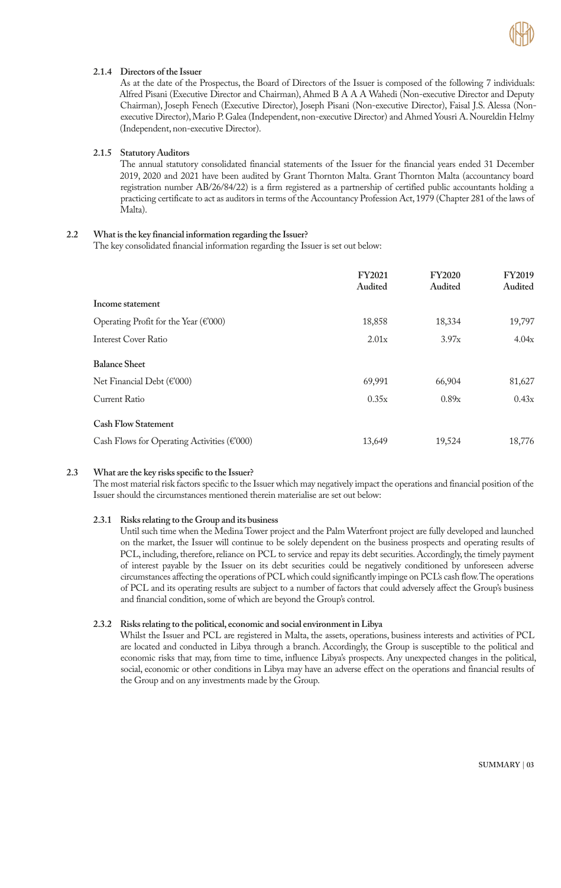#### 2.1.4 Directors of the Issuer

As at the date of the Prospectus, the Board of Directors of the Issuer is composed of the following 7 individuals: Alfred Pisani (Executive Director and Chairman), Ahmed B A A A Wahedi (Non-executive Director and Deputy Chairman), Joseph Fenech (Executive Director), Joseph Pisani (Non-executive Director), Faisal J.S. Alessa (Non-executive Director), Mario P. Galea (Independent, non-executive Director) and Ahmed Yousri A. Noureldin Helmy (Independent, non-executive Director).

#### 2.1.5 Statutory Auditors

The annual statutory consolidated financial statements of the Issuer for the financial years ended 31 December 2019, 2020 and 2021 have been audited by Grant Thornton Malta. Grant Thornton Malta (accountancy board registration number AB/26/84/22) is a firm registered as a partnership of certified public accountants holding a practicing certificate to act as auditors in terms of the Accountancy Profession Act, 1979 (Chapter 281 of the laws of Malta).

### 2.2 What is the key financial information regarding the Issuer?

The key consolidated financial information regarding the Issuer is set out below:

| | FY2021 Audited | FY2020 Audited | FY2019 Audited |
|---|---|---|---|
| **Income statement** | | | |
| Operating Profit for the Year (€'000) | 18,858 | 18,334 | 19,797 |
| Interest Cover Ratio | 2.01x | 3.97x | 4.04x |
| **Balance Sheet** | | | |
| Net Financial Debt (€'000) | 69,991 | 66,904 | 81,627 |
| Current Ratio | 0.35x | 0.89x | 0.43x |
| **Cash Flow Statement** | | | |
| Cash Flows for Operating Activities (€'000) | 13,649 | 19,524 | 18,776 |

### 2.3 What are the key risks specific to the Issuer?

The most material risk factors specific to the Issuer which may negatively impact the operations and financial position of the Issuer should the circumstances mentioned therein materialise are set out below:

#### 2.3.1 Risks relating to the Group and its business

Until such time when the Medina Tower project and the Palm Waterfront project are fully developed and launched on the market, the Issuer will continue to be solely dependent on the business prospects and operating results of PCL, including, therefore, reliance on PCL to service and repay its debt securities. Accordingly, the timely payment of interest payable by the Issuer on its debt securities could be negatively conditioned by unforeseen adverse circumstances affecting the operations of PCL which could significantly impinge on PCL's cash flow. The operations of PCL and its operating results are subject to a number of factors that could adversely affect the Group's business and financial condition, some of which are beyond the Group's control.

#### 2.3.2 Risks relating to the political, economic and social environment in Libya

Whilst the Issuer and PCL are registered in Malta, the assets, operations, business interests and activities of PCL are located and conducted in Libya through a branch. Accordingly, the Group is susceptible to the political and economic risks that may, from time to time, influence Libya's prospects. Any unexpected changes in the political, social, economic or other conditions in Libya may have an adverse effect on the operations and financial results of the Group and on any investments made by the Group.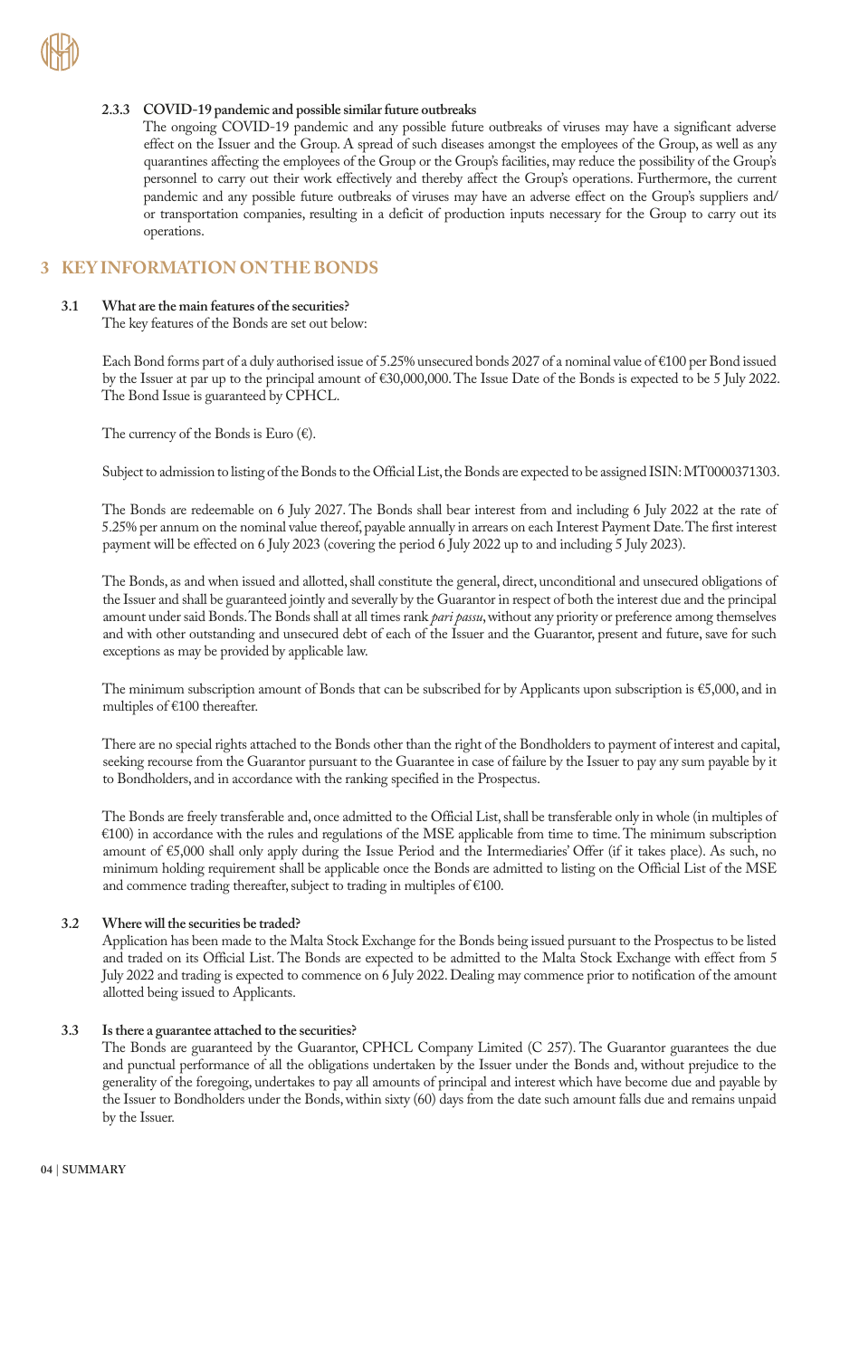#### 2.3.3 COVID-19 pandemic and possible similar future outbreaks

The ongoing COVID-19 pandemic and any possible future outbreaks of viruses may have a significant adverse effect on the Issuer and the Group. A spread of such diseases amongst the employees of the Group, as well as any quarantines affecting the employees of the Group or the Group's facilities, may reduce the possibility of the Group's personnel to carry out their work effectively and thereby affect the Group's operations. Furthermore, the current pandemic and any possible future outbreaks of viruses may have an adverse effect on the Group's suppliers and/or transportation companies, resulting in a deficit of production inputs necessary for the Group to carry out its operations.

## 3 KEY INFORMATION ON THE BONDS

### 3.1 What are the main features of the securities?

The key features of the Bonds are set out below:

Each Bond forms part of a duly authorised issue of 5.25% unsecured bonds 2027 of a nominal value of €100 per Bond issued by the Issuer at par up to the principal amount of €30,000,000. The Issue Date of the Bonds is expected to be 5 July 2022. The Bond Issue is guaranteed by CPHCL.

The currency of the Bonds is Euro (€).

Subject to admission to listing of the Bonds to the Official List, the Bonds are expected to be assigned ISIN: MT0000371303.

The Bonds are redeemable on 6 July 2027. The Bonds shall bear interest from and including 6 July 2022 at the rate of 5.25% per annum on the nominal value thereof, payable annually in arrears on each Interest Payment Date. The first interest payment will be effected on 6 July 2023 (covering the period 6 July 2022 up to and including 5 July 2023).

The Bonds, as and when issued and allotted, shall constitute the general, direct, unconditional and unsecured obligations of the Issuer and shall be guaranteed jointly and severally by the Guarantor in respect of both the interest due and the principal amount under said Bonds. The Bonds shall at all times rank *pari passu*, without any priority or preference among themselves and with other outstanding and unsecured debt of each of the Issuer and the Guarantor, present and future, save for such exceptions as may be provided by applicable law.

The minimum subscription amount of Bonds that can be subscribed for by Applicants upon subscription is €5,000, and in multiples of €100 thereafter.

There are no special rights attached to the Bonds other than the right of the Bondholders to payment of interest and capital, seeking recourse from the Guarantor pursuant to the Guarantee in case of failure by the Issuer to pay any sum payable by it to Bondholders, and in accordance with the ranking specified in the Prospectus.

The Bonds are freely transferable and, once admitted to the Official List, shall be transferable only in whole (in multiples of €100) in accordance with the rules and regulations of the MSE applicable from time to time. The minimum subscription amount of €5,000 shall only apply during the Issue Period and the Intermediaries' Offer (if it takes place). As such, no minimum holding requirement shall be applicable once the Bonds are admitted to listing on the Official List of the MSE and commence trading thereafter, subject to trading in multiples of €100.

### 3.2 Where will the securities be traded?

Application has been made to the Malta Stock Exchange for the Bonds being issued pursuant to the Prospectus to be listed and traded on its Official List. The Bonds are expected to be admitted to the Malta Stock Exchange with effect from 5 July 2022 and trading is expected to commence on 6 July 2022. Dealing may commence prior to notification of the amount allotted being issued to Applicants.

### 3.3 Is there a guarantee attached to the securities?

The Bonds are guaranteed by the Guarantor, CPHCL Company Limited (C 257). The Guarantor guarantees the due and punctual performance of all the obligations undertaken by the Issuer under the Bonds and, without prejudice to the generality of the foregoing, undertakes to pay all amounts of principal and interest which have become due and payable by the Issuer to Bondholders under the Bonds, within sixty (60) days from the date such amount falls due and remains unpaid by the Issuer.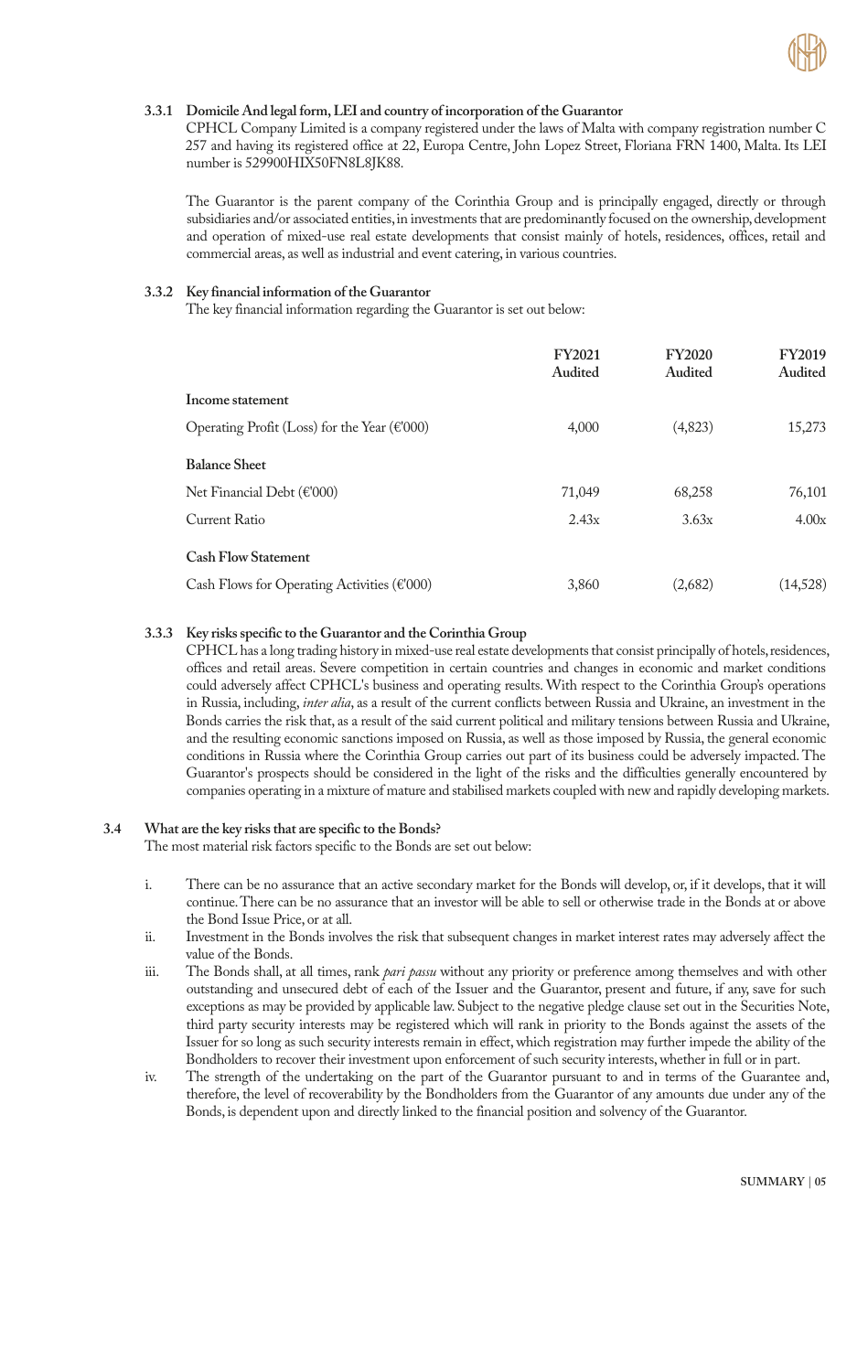### 3.3.1 Domicile And legal form, LEI and country of incorporation of the Guarantor

CPHCL Company Limited is a company registered under the laws of Malta with company registration number C 257 and having its registered office at 22, Europa Centre, John Lopez Street, Floriana FRN 1400, Malta. Its LEI number is 529900HIX50FN8L8JK88.

The Guarantor is the parent company of the Corinthia Group and is principally engaged, directly or through subsidiaries and/or associated entities, in investments that are predominantly focused on the ownership, development and operation of mixed-use real estate developments that consist mainly of hotels, residences, offices, retail and commercial areas, as well as industrial and event catering, in various countries.

### 3.3.2 Key financial information of the Guarantor

The key financial information regarding the Guarantor is set out below:

| | FY2021 Audited | FY2020 Audited | FY2019 Audited |
|---|---|---|---|
| **Income statement** | | | |
| Operating Profit (Loss) for the Year (€'000) | 4,000 | (4,823) | 15,273 |
| **Balance Sheet** | | | |
| Net Financial Debt (€'000) | 71,049 | 68,258 | 76,101 |
| Current Ratio | 2.43x | 3.63x | 4.00x |
| **Cash Flow Statement** | | | |
| Cash Flows for Operating Activities (€'000) | 3,860 | (2,682) | (14,528) |

### 3.3.3 Key risks specific to the Guarantor and the Corinthia Group

CPHCL has a long trading history in mixed-use real estate developments that consist principally of hotels, residences, offices and retail areas. Severe competition in certain countries and changes in economic and market conditions could adversely affect CPHCL's business and operating results. With respect to the Corinthia Group's operations in Russia, including, *inter alia*, as a result of the current conflicts between Russia and Ukraine, an investment in the Bonds carries the risk that, as a result of the said current political and military tensions between Russia and Ukraine, and the resulting economic sanctions imposed on Russia, as well as those imposed by Russia, the general economic conditions in Russia where the Corinthia Group carries out part of its business could be adversely impacted. The Guarantor's prospects should be considered in the light of the risks and the difficulties generally encountered by companies operating in a mixture of mature and stabilised markets coupled with new and rapidly developing markets.

## 3.4 What are the key risks that are specific to the Bonds?

The most material risk factors specific to the Bonds are set out below:

i. There can be no assurance that an active secondary market for the Bonds will develop, or, if it develops, that it will continue. There can be no assurance that an investor will be able to sell or otherwise trade in the Bonds at or above the Bond Issue Price, or at all.

ii. Investment in the Bonds involves the risk that subsequent changes in market interest rates may adversely affect the value of the Bonds.

iii. The Bonds shall, at all times, rank *pari passu* without any priority or preference among themselves and with other outstanding and unsecured debt of each of the Issuer and the Guarantor, present and future, if any, save for such exceptions as may be provided by applicable law. Subject to the negative pledge clause set out in the Securities Note, third party security interests may be registered which will rank in priority to the Bonds against the assets of the Issuer for so long as such security interests remain in effect, which registration may further impede the ability of the Bondholders to recover their investment upon enforcement of such security interests, whether in full or in part.

iv. The strength of the undertaking on the part of the Guarantor pursuant to and in terms of the Guarantee and, therefore, the level of recoverability by the Bondholders from the Guarantor of any amounts due under any of the Bonds, is dependent upon and directly linked to the financial position and solvency of the Guarantor.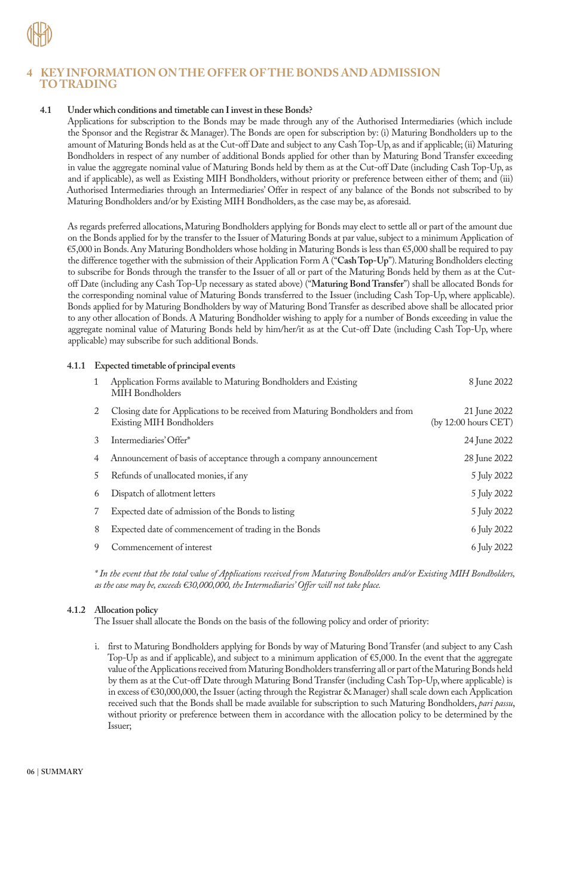# 4 KEY INFORMATION ON THE OFFER OF THE BONDS AND ADMISSION TO TRADING

### 4.1 Under which conditions and timetable can I invest in these Bonds?

Applications for subscription to the Bonds may be made through any of the Authorised Intermediaries (which include the Sponsor and the Registrar & Manager). The Bonds are open for subscription by: (i) Maturing Bondholders up to the amount of Maturing Bonds held as at the Cut-off Date and subject to any Cash Top-Up, as and if applicable; (ii) Maturing Bondholders in respect of any number of additional Bonds applied for other than by Maturing Bond Transfer exceeding in value the aggregate nominal value of Maturing Bonds held by them as at the Cut-off Date (including Cash Top-Up, as and if applicable), as well as Existing MIH Bondholders, without priority or preference between either of them; and (iii) Authorised Intermediaries through an Intermediaries' Offer in respect of any balance of the Bonds not subscribed to by Maturing Bondholders and/or by Existing MIH Bondholders, as the case may be, as aforesaid.

As regards preferred allocations, Maturing Bondholders applying for Bonds may elect to settle all or part of the amount due on the Bonds applied for by the transfer to the Issuer of Maturing Bonds at par value, subject to a minimum Application of €5,000 in Bonds. Any Maturing Bondholders whose holding in Maturing Bonds is less than €5,000 shall be required to pay the difference together with the submission of their Application Form A ("**Cash Top-Up**"). Maturing Bondholders electing to subscribe for Bonds through the transfer to the Issuer of all or part of the Maturing Bonds held by them as at the Cut-off Date (including any Cash Top-Up necessary as stated above) ("**Maturing Bond Transfer**") shall be allocated Bonds for the corresponding nominal value of Maturing Bonds transferred to the Issuer (including Cash Top-Up, where applicable). Bonds applied for by Maturing Bondholders by way of Maturing Bond Transfer as described above shall be allocated prior to any other allocation of Bonds. A Maturing Bondholder wishing to apply for a number of Bonds exceeding in value the aggregate nominal value of Maturing Bonds held by him/her/it as at the Cut-off Date (including Cash Top-Up, where applicable) may subscribe for such additional Bonds.

#### 4.1.1 Expected timetable of principal events

| | | |
|---|---|---|
| 1 | Application Forms available to Maturing Bondholders and Existing MIH Bondholders | 8 June 2022 |
| 2 | Closing date for Applications to be received from Maturing Bondholders and from Existing MIH Bondholders | 21 June 2022 (by 12:00 hours CET) |
| 3 | Intermediaries' Offer* | 24 June 2022 |
| 4 | Announcement of basis of acceptance through a company announcement | 28 June 2022 |
| 5 | Refunds of unallocated monies, if any | 5 July 2022 |
| 6 | Dispatch of allotment letters | 5 July 2022 |
| 7 | Expected date of admission of the Bonds to listing | 5 July 2022 |
| 8 | Expected date of commencement of trading in the Bonds | 6 July 2022 |
| 9 | Commencement of interest | 6 July 2022 |

*\* In the event that the total value of Applications received from Maturing Bondholders and/or Existing MIH Bondholders, as the case may be, exceeds €30,000,000, the Intermediaries' Offer will not take place.*

#### 4.1.2 Allocation policy

The Issuer shall allocate the Bonds on the basis of the following policy and order of priority:

i. first to Maturing Bondholders applying for Bonds by way of Maturing Bond Transfer (and subject to any Cash Top-Up as and if applicable), and subject to a minimum application of €5,000. In the event that the aggregate value of the Applications received from Maturing Bondholders transferring all or part of the Maturing Bonds held by them as at the Cut-off Date through Maturing Bond Transfer (including Cash Top-Up, where applicable) is in excess of €30,000,000, the Issuer (acting through the Registrar & Manager) shall scale down each Application received such that the Bonds shall be made available for subscription to such Maturing Bondholders, *pari passu*, without priority or preference between them in accordance with the allocation policy to be determined by the Issuer;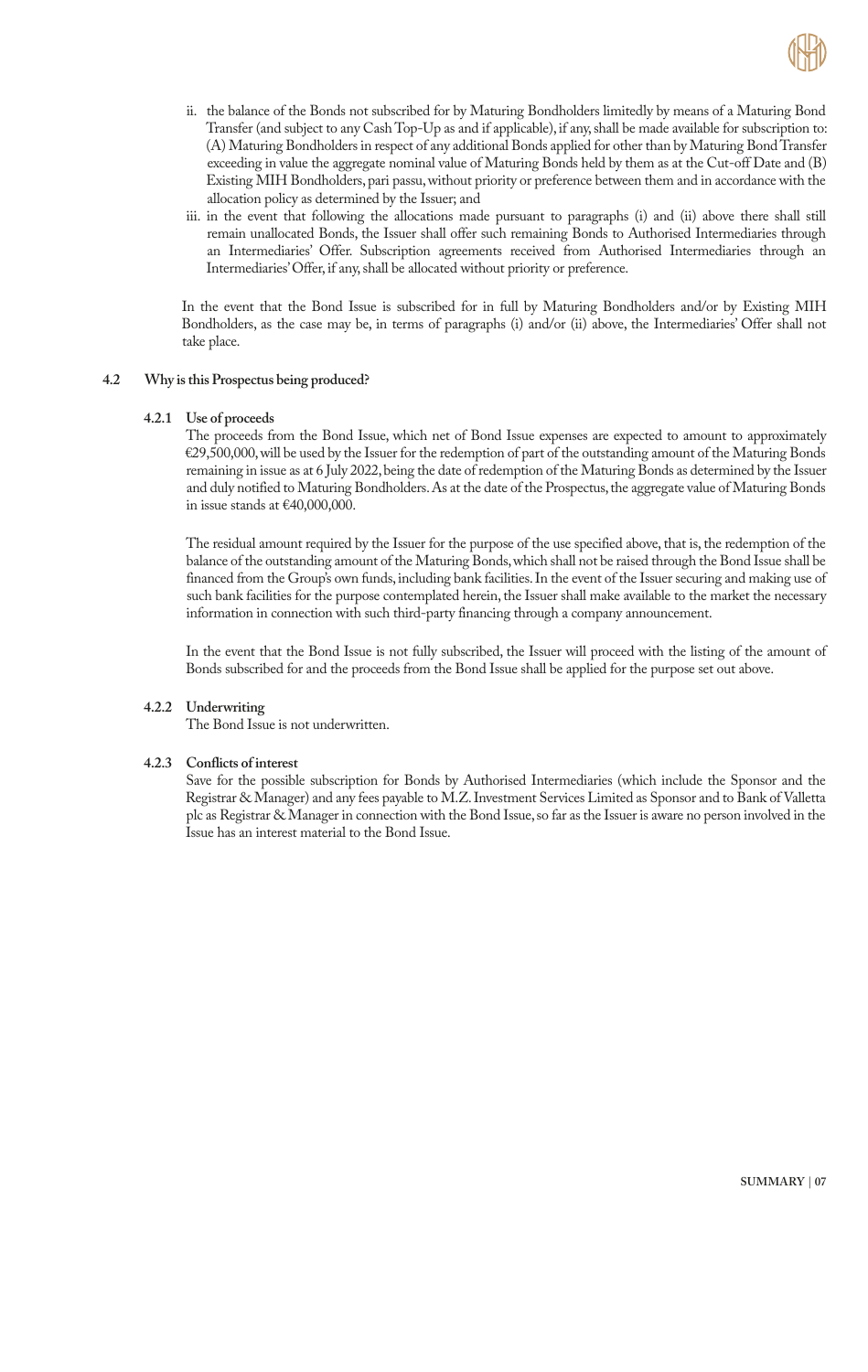ii. the balance of the Bonds not subscribed for by Maturing Bondholders limitedly by means of a Maturing Bond Transfer (and subject to any Cash Top-Up as and if applicable), if any, shall be made available for subscription to: (A) Maturing Bondholders in respect of any additional Bonds applied for other than by Maturing Bond Transfer exceeding in value the aggregate nominal value of Maturing Bonds held by them as at the Cut-off Date and (B) Existing MIH Bondholders, pari passu, without priority or preference between them and in accordance with the allocation policy as determined by the Issuer; and

iii. in the event that following the allocations made pursuant to paragraphs (i) and (ii) above there shall still remain unallocated Bonds, the Issuer shall offer such remaining Bonds to Authorised Intermediaries through an Intermediaries' Offer. Subscription agreements received from Authorised Intermediaries through an Intermediaries' Offer, if any, shall be allocated without priority or preference.

In the event that the Bond Issue is subscribed for in full by Maturing Bondholders and/or by Existing MIH Bondholders, as the case may be, in terms of paragraphs (i) and/or (ii) above, the Intermediaries' Offer shall not take place.

## 4.2 Why is this Prospectus being produced?

### 4.2.1 Use of proceeds

The proceeds from the Bond Issue, which net of Bond Issue expenses are expected to amount to approximately €29,500,000, will be used by the Issuer for the redemption of part of the outstanding amount of the Maturing Bonds remaining in issue as at 6 July 2022, being the date of redemption of the Maturing Bonds as determined by the Issuer and duly notified to Maturing Bondholders. As at the date of the Prospectus, the aggregate value of Maturing Bonds in issue stands at €40,000,000.

The residual amount required by the Issuer for the purpose of the use specified above, that is, the redemption of the balance of the outstanding amount of the Maturing Bonds, which shall not be raised through the Bond Issue shall be financed from the Group's own funds, including bank facilities. In the event of the Issuer securing and making use of such bank facilities for the purpose contemplated herein, the Issuer shall make available to the market the necessary information in connection with such third-party financing through a company announcement.

In the event that the Bond Issue is not fully subscribed, the Issuer will proceed with the listing of the amount of Bonds subscribed for and the proceeds from the Bond Issue shall be applied for the purpose set out above.

### 4.2.2 Underwriting

The Bond Issue is not underwritten.

### 4.2.3 Conflicts of interest

Save for the possible subscription for Bonds by Authorised Intermediaries (which include the Sponsor and the Registrar & Manager) and any fees payable to M.Z. Investment Services Limited as Sponsor and to Bank of Valletta plc as Registrar & Manager in connection with the Bond Issue, so far as the Issuer is aware no person involved in the Issue has an interest material to the Bond Issue.